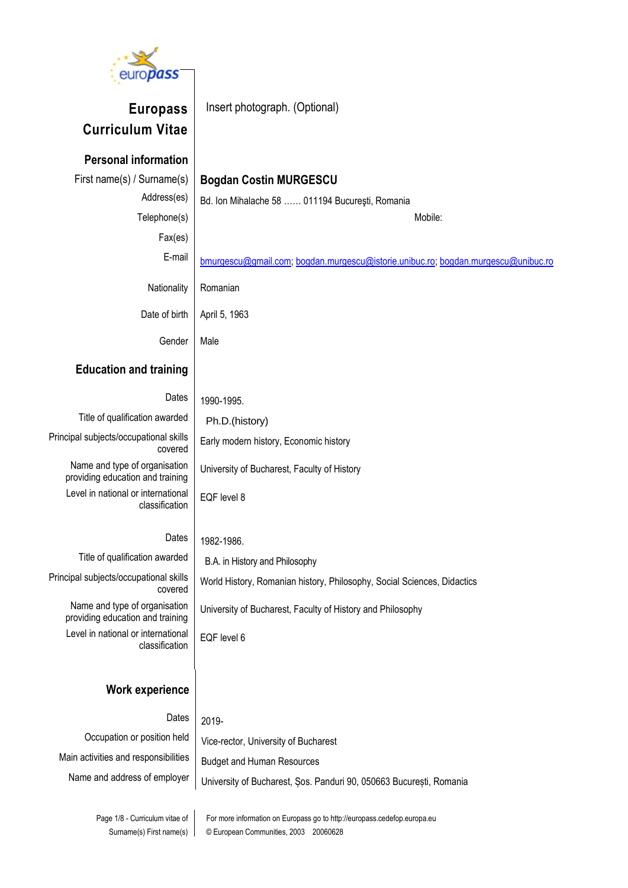# Europass Curriculum Vitae

Insert photograph. (Optional)

## Personal information

| | |
|---|---|
| First name(s) / Surname(s) | **Bogdan Costin MURGESCU** |
| Address(es) | Bd. Ion Mihalache 58 …… 011194 Bucureşti, Romania |
| Telephone(s) | Mobile: |
| Fax(es) | |
| E-mail | bmurgescu@gmail.com; bogdan.murgescu@istorie.unibuc.ro; bogdan.murgescu@unibuc.ro |
| Nationality | Romanian |
| Date of birth | April 5, 1963 |
| Gender | Male |

## Education and training

| | |
|---|---|
| Dates | 1990-1995. |
| Title of qualification awarded | Ph.D.(history) |
| Principal subjects/occupational skills covered | Early modern history, Economic history |
| Name and type of organisation providing education and training | University of Bucharest, Faculty of History |
| Level in national or international classification | EQF level 8 |

| | |
|---|---|
| Dates | 1982-1986. |
| Title of qualification awarded | B.A. in History and Philosophy |
| Principal subjects/occupational skills covered | World History, Romanian history, Philosophy, Social Sciences, Didactics |
| Name and type of organisation providing education and training | University of Bucharest, Faculty of History and Philosophy |
| Level in national or international classification | EQF level 6 |

## Work experience

| | |
|---|---|
| Dates | 2019- |
| Occupation or position held | Vice-rector, University of Bucharest |
| Main activities and responsibilities | Budget and Human Resources |
| Name and address of employer | University of Bucharest, Șos. Panduri 90, 050663 București, Romania |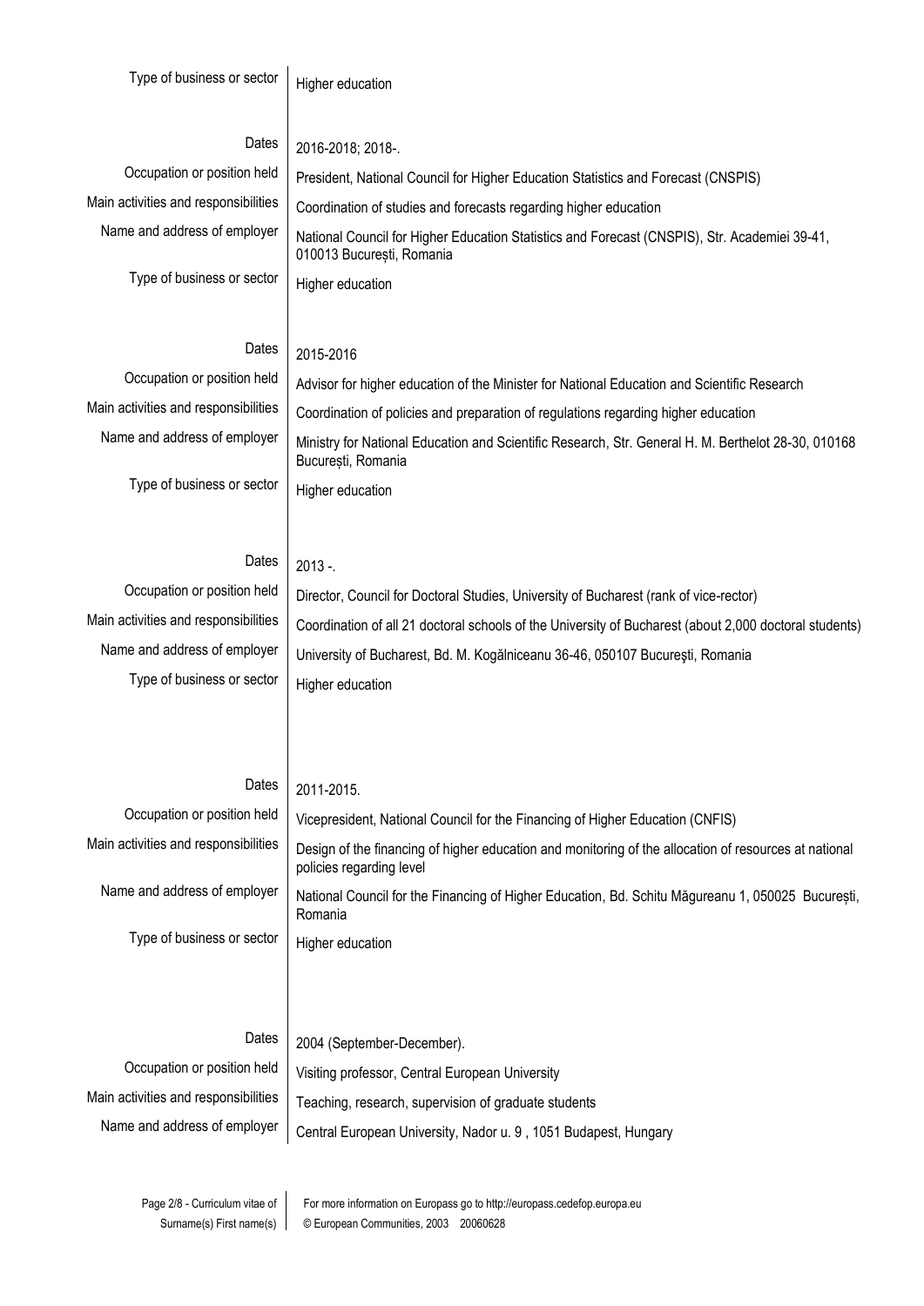| | |
|---|---|
| Type of business or sector | Higher education |
| | |
| Dates | 2016-2018; 2018-. |
| Occupation or position held | President, National Council for Higher Education Statistics and Forecast (CNSPIS) |
| Main activities and responsibilities | Coordination of studies and forecasts regarding higher education |
| Name and address of employer | National Council for Higher Education Statistics and Forecast (CNSPIS), Str. Academiei 39-41, 010013 București, Romania |
| Type of business or sector | Higher education |
| | |
| Dates | 2015-2016 |
| Occupation or position held | Advisor for higher education of the Minister for National Education and Scientific Research |
| Main activities and responsibilities | Coordination of policies and preparation of regulations regarding higher education |
| Name and address of employer | Ministry for National Education and Scientific Research, Str. General H. M. Berthelot 28-30, 010168 București, Romania |
| Type of business or sector | Higher education |
| | |
| Dates | 2013 -. |
| Occupation or position held | Director, Council for Doctoral Studies, University of Bucharest (rank of vice-rector) |
| Main activities and responsibilities | Coordination of all 21 doctoral schools of the University of Bucharest (about 2,000 doctoral students) |
| Name and address of employer | University of Bucharest, Bd. M. Kogălniceanu 36-46, 050107 Bucureşti, Romania |
| Type of business or sector | Higher education |
| | |
| Dates | 2011-2015. |
| Occupation or position held | Vicepresident, National Council for the Financing of Higher Education (CNFIS) |
| Main activities and responsibilities | Design of the financing of higher education and monitoring of the allocation of resources at national policies regarding level |
| Name and address of employer | National Council for the Financing of Higher Education, Bd. Schitu Măgureanu 1, 050025 București, Romania |
| Type of business or sector | Higher education |
| | |
| Dates | 2004 (September-December). |
| Occupation or position held | Visiting professor, Central European University |
| Main activities and responsibilities | Teaching, research, supervision of graduate students |
| Name and address of employer | Central European University, Nador u. 9 , 1051 Budapest, Hungary |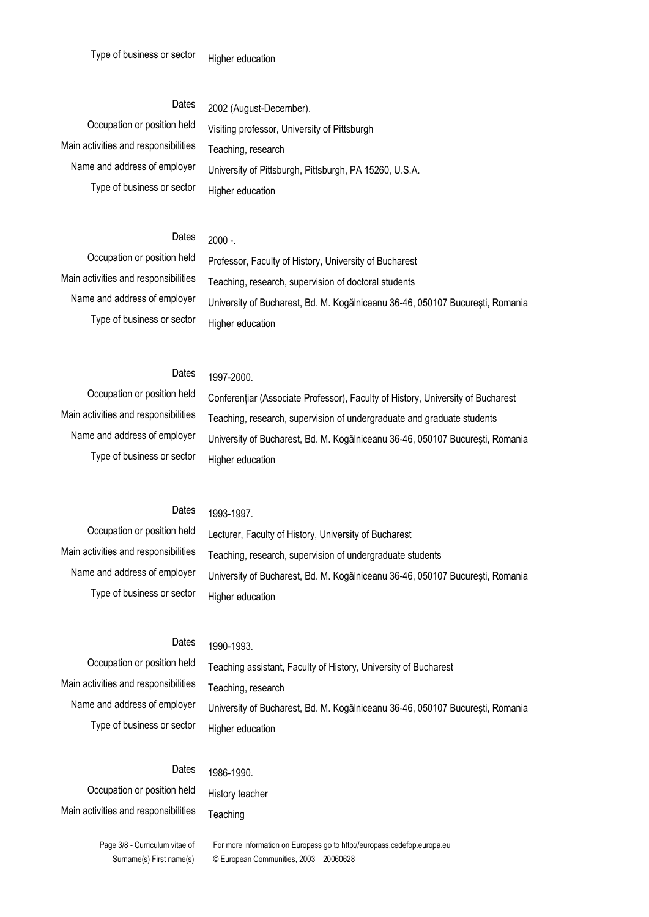| | |
|---|---|
| Type of business or sector | Higher education |
| | |
| Dates | 2002 (August-December). |
| Occupation or position held | Visiting professor, University of Pittsburgh |
| Main activities and responsibilities | Teaching, research |
| Name and address of employer | University of Pittsburgh, Pittsburgh, PA 15260, U.S.A. |
| Type of business or sector | Higher education |
| | |
| Dates | 2000 -. |
| Occupation or position held | Professor, Faculty of History, University of Bucharest |
| Main activities and responsibilities | Teaching, research, supervision of doctoral students |
| Name and address of employer | University of Bucharest, Bd. M. Kogălniceanu 36-46, 050107 Bucureşti, Romania |
| Type of business or sector | Higher education |
| | |
| Dates | 1997-2000. |
| Occupation or position held | Conferenţiar (Associate Professor), Faculty of History, University of Bucharest |
| Main activities and responsibilities | Teaching, research, supervision of undergraduate and graduate students |
| Name and address of employer | University of Bucharest, Bd. M. Kogălniceanu 36-46, 050107 Bucureşti, Romania |
| Type of business or sector | Higher education |
| | |
| Dates | 1993-1997. |
| Occupation or position held | Lecturer, Faculty of History, University of Bucharest |
| Main activities and responsibilities | Teaching, research, supervision of undergraduate students |
| Name and address of employer | University of Bucharest, Bd. M. Kogălniceanu 36-46, 050107 Bucureşti, Romania |
| Type of business or sector | Higher education |
| | |
| Dates | 1990-1993. |
| Occupation or position held | Teaching assistant, Faculty of History, University of Bucharest |
| Main activities and responsibilities | Teaching, research |
| Name and address of employer | University of Bucharest, Bd. M. Kogălniceanu 36-46, 050107 Bucureşti, Romania |
| Type of business or sector | Higher education |
| | |
| Dates | 1986-1990. |
| Occupation or position held | History teacher |
| Main activities and responsibilities | Teaching |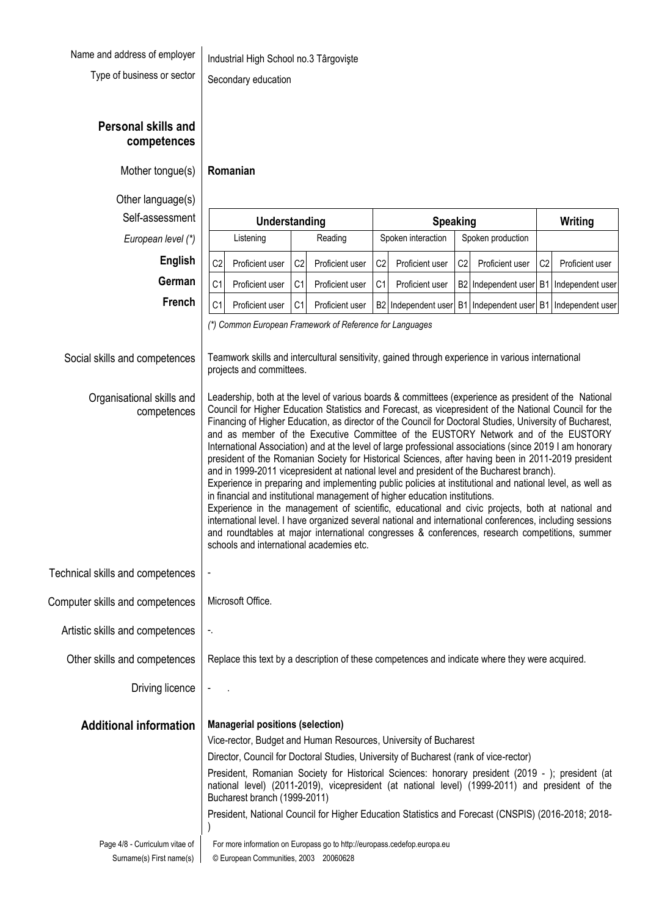Name and address of employer: Industrial High School no.3 Târgovişte

Type of business or sector: Secondary education

## Personal skills and competences

**Mother tongue(s):** **Romanian**

**Other language(s)**

| Self-assessment<br>*European level (\*)* | Understanding | | | | Speaking | | | | Writing | |
|---|---|---|---|---|---|---|---|---|---|---|
| | Listening | | Reading | | Spoken interaction | | Spoken production | | | |
| **English** | C2 | Proficient user | C2 | Proficient user | C2 | Proficient user | C2 | Proficient user | C2 | Proficient user |
| **German** | C1 | Proficient user | C1 | Proficient user | C1 | Proficient user | B2 | Independent user | B1 | Independent user |
| **French** | C1 | Proficient user | C1 | Proficient user | B2 | Independent user | B1 | Independent user | B1 | Independent user |

*(\*) Common European Framework of Reference for Languages*

**Social skills and competences:** Teamwork skills and intercultural sensitivity, gained through experience in various international projects and committees.

**Organisational skills and competences:** Leadership, both at the level of various boards & committees (experience as president of the National Council for Higher Education Statistics and Forecast, as vicepresident of the National Council for the Financing of Higher Education, as director of the Council for Doctoral Studies, University of Bucharest, and as member of the Executive Committee of the EUSTORY Network and of the EUSTORY International Association) and at the level of large professional associations (since 2019 I am honorary president of the Romanian Society for Historical Sciences, after having been in 2011-2019 president and in 1999-2011 vicepresident at national level and president of the Bucharest branch).
Experience in preparing and implementing public policies at institutional and national level, as well as in financial and institutional management of higher education institutions.
Experience in the management of scientific, educational and civic projects, both at national and international level. I have organized several national and international conferences, including sessions and roundtables at major international congresses & conferences, research competitions, summer schools and international academies etc.

**Technical skills and competences:** -

**Computer skills and competences:** Microsoft Office.

**Artistic skills and competences:** -.

**Other skills and competences:** Replace this text by a description of these competences and indicate where they were acquired.

**Driving licence:** - .

## Additional information

**Managerial positions (selection)**

Vice-rector, Budget and Human Resources, University of Bucharest

Director, Council for Doctoral Studies, University of Bucharest (rank of vice-rector)

President, Romanian Society for Historical Sciences: honorary president (2019 - ); president (at national level) (2011-2019), vicepresident (at national level) (1999-2011) and president of the Bucharest branch (1999-2011)

President, National Council for Higher Education Statistics and Forecast (CNSPIS) (2016-2018; 2018- )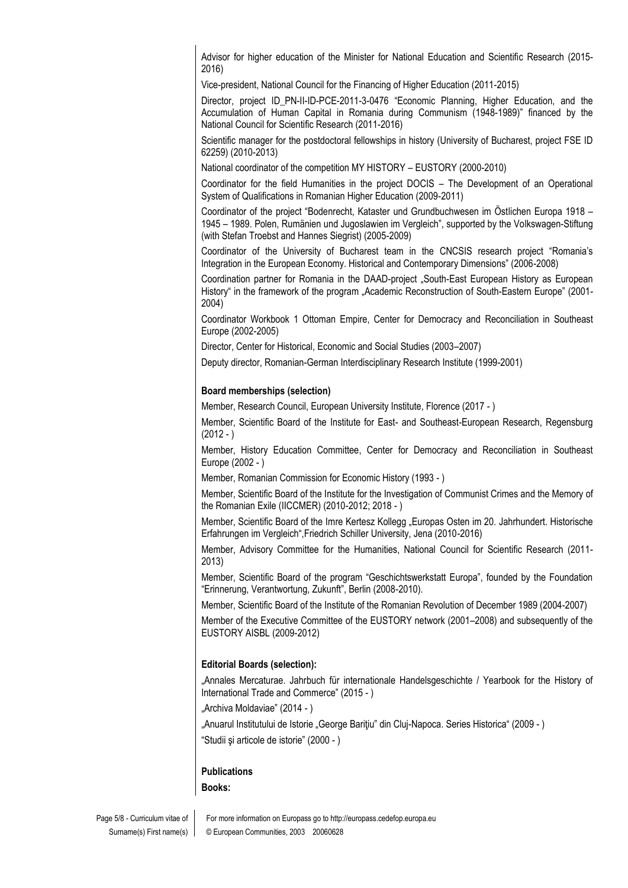Advisor for higher education of the Minister for National Education and Scientific Research (2015-2016)

Vice-president, National Council for the Financing of Higher Education (2011-2015)

Director, project ID_PN-II-ID-PCE-2011-3-0476 "Economic Planning, Higher Education, and the Accumulation of Human Capital in Romania during Communism (1948-1989)" financed by the National Council for Scientific Research (2011-2016)

Scientific manager for the postdoctoral fellowships in history (University of Bucharest, project FSE ID 62259) (2010-2013)

National coordinator of the competition MY HISTORY – EUSTORY (2000-2010)

Coordinator for the field Humanities in the project DOCIS – The Development of an Operational System of Qualifications in Romanian Higher Education (2009-2011)

Coordinator of the project "Bodenrecht, Kataster und Grundbuchwesen im Östlichen Europa 1918 – 1945 – 1989. Polen, Rumänien und Jugoslawien im Vergleich", supported by the Volkswagen-Stiftung (with Stefan Troebst and Hannes Siegrist) (2005-2009)

Coordinator of the University of Bucharest team in the CNCSIS research project "Romania's Integration in the European Economy. Historical and Contemporary Dimensions" (2006-2008)

Coordination partner for Romania in the DAAD-project „South-East European History as European History" in the framework of the program „Academic Reconstruction of South-Eastern Europe" (2001-2004)

Coordinator Workbook 1 Ottoman Empire, Center for Democracy and Reconciliation in Southeast Europe (2002-2005)

Director, Center for Historical, Economic and Social Studies (2003–2007)

Deputy director, Romanian-German Interdisciplinary Research Institute (1999-2001)

**Board memberships (selection)**

Member, Research Council, European University Institute, Florence (2017 - )

Member, Scientific Board of the Institute for East- and Southeast-European Research, Regensburg (2012 - )

Member, History Education Committee, Center for Democracy and Reconciliation in Southeast Europe (2002 - )

Member, Romanian Commission for Economic History (1993 - )

Member, Scientific Board of the Institute for the Investigation of Communist Crimes and the Memory of the Romanian Exile (IICCMER) (2010-2012; 2018 - )

Member, Scientific Board of the Imre Kertesz Kollegg „Europas Osten im 20. Jahrhundert. Historische Erfahrungen im Vergleich",Friedrich Schiller University, Jena (2010-2016)

Member, Advisory Committee for the Humanities, National Council for Scientific Research (2011-2013)

Member, Scientific Board of the program "Geschichtswerkstatt Europa", founded by the Foundation "Erinnerung, Verantwortung, Zukunft", Berlin (2008-2010).

Member, Scientific Board of the Institute of the Romanian Revolution of December 1989 (2004-2007)

Member of the Executive Committee of the EUSTORY network (2001–2008) and subsequently of the EUSTORY AISBL (2009-2012)

**Editorial Boards (selection):**

„Annales Mercaturae. Jahrbuch für internationale Handelsgeschichte / Yearbook for the History of International Trade and Commerce" (2015 - )

„Archiva Moldaviae" (2014 - )

„Anuarul Institutului de Istorie „George Bariţiu" din Cluj-Napoca. Series Historica" (2009 - )

"Studii şi articole de istorie" (2000 - )

**Publications**

**Books:**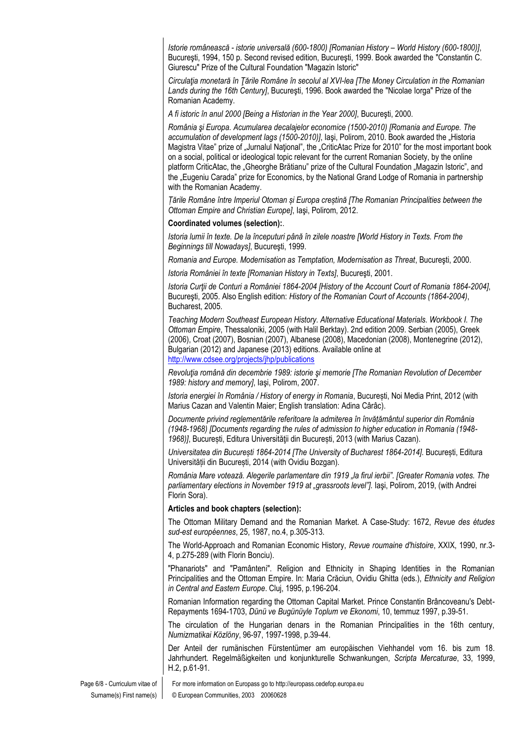*Istorie românească - istorie universală (600-1800) [Romanian History – World History (600-1800)]*, Bucureşti, 1994, 150 p. Second revised edition, Bucureşti, 1999. Book awarded the "Constantin C. Giurescu" Prize of the Cultural Foundation "Magazin Istoric"

*Circulaţia monetară în Ţările Române în secolul al XVI-lea [The Money Circulation in the Romanian Lands during the 16th Century]*, Bucureşti, 1996. Book awarded the "Nicolae Iorga" Prize of the Romanian Academy.

*A fi istoric în anul 2000 [Being a Historian in the Year 2000]*, Bucureşti, 2000.

*România şi Europa. Acumularea decalajelor economice (1500-2010) [Romania and Europe. The accumulation of development lags (1500-2010)]*, Iaşi, Polirom, 2010. Book awarded the „Historia Magistra Vitae" prize of „Jurnalul Naţional", the „CriticAtac Prize for 2010" for the most important book on a social, political or ideological topic relevant for the current Romanian Society, by the online platform CriticAtac, the „Gheorghe Brătianu" prize of the Cultural Foundation „Magazin Istoric", and the „Eugeniu Carada" prize for Economics, by the National Grand Lodge of Romania in partnership with the Romanian Academy.

*Țările Române între Imperiul Otoman și Europa creștină [The Romanian Principalities between the Ottoman Empire and Christian Europe]*, Iaşi, Polirom, 2012.

**Coordinated volumes (selection):**.

*Istoria lumii în texte. De la începuturi până în zilele noastre [World History in Texts. From the Beginnings till Nowadays]*, Bucureşti, 1999.

*Romania and Europe. Modernisation as Temptation, Modernisation as Threat*, Bucureşti, 2000.

*Istoria României în texte [Romanian History in Texts]*, Bucureşti, 2001.

*Istoria Curţii de Conturi a României 1864-2004 [History of the Account Court of Romania 1864-2004]*, Bucureşti, 2005. Also English edition: *History of the Romanian Court of Accounts (1864-2004)*, Bucharest, 2005.

*Teaching Modern Southeast European History. Alternative Educational Materials. Workbook I. The Ottoman Empire*, Thessaloniki, 2005 (with Halil Berktay). 2nd edition 2009. Serbian (2005), Greek (2006), Croat (2007), Bosnian (2007), Albanese (2008), Macedonian (2008), Montenegrine (2012), Bulgarian (2012) and Japanese (2013) editions. Available online at http://www.cdsee.org/projects/jhp/publications

*Revoluţia română din decembrie 1989: istorie şi memorie [The Romanian Revolution of December 1989: history and memory]*, Iaşi, Polirom, 2007.

*Istoria energiei în România / History of energy in Romania*, București, Noi Media Print, 2012 (with Marius Cazan and Valentin Maier; English translation: Adina Cârâc).

*Documente privind reglementările referitoare la admiterea în învățământul superior din România (1948-1968) [Documents regarding the rules of admission to higher education in Romania (1948-1968)]*, București, Editura Universităţii din București, 2013 (with Marius Cazan).

*Universitatea din București 1864-2014 [The University of Bucharest 1864-2014]*. București, Editura Universității din București, 2014 (with Ovidiu Bozgan).

*România Mare votează. Alegerile parlamentare din 1919 „la firul ierbii". [Greater Romania votes. The parliamentary elections in November 1919 at „grassroots level"].* Iaşi, Polirom, 2019, (with Andrei Florin Sora).

**Articles and book chapters (selection):**

The Ottoman Military Demand and the Romanian Market. A Case-Study: 1672, *Revue des études sud-est européennes*, 25, 1987, no.4, p.305-313.

The World-Approach and Romanian Economic History, *Revue roumaine d'histoire*, XXIX, 1990, nr.3-4, p.275-289 (with Florin Bonciu).

"Phanariots" and "Pamânteni". Religion and Ethnicity in Shaping Identities in the Romanian Principalities and the Ottoman Empire. In: Maria Crăciun, Ovidiu Ghitta (eds.), *Ethnicity and Religion in Central and Eastern Europe*. Cluj, 1995, p.196-204.

Romanian Information regarding the Ottoman Capital Market. Prince Constantin Brâncoveanu's Debt-Repayments 1694-1703, *Dünü ve Bugünüyle Toplum ve Ekonomi*, 10, temmuz 1997, p.39-51.

The circulation of the Hungarian denars in the Romanian Principalities in the 16th century, *Numizmatikai Közlöny*, 96-97, 1997-1998, p.39-44.

Der Anteil der rumänischen Fürstentümer am europäischen Viehhandel vom 16. bis zum 18. Jahrhundert. Regelmäßigkeiten und konjunkturelle Schwankungen, *Scripta Mercaturae*, 33, 1999, H.2, p.61-91.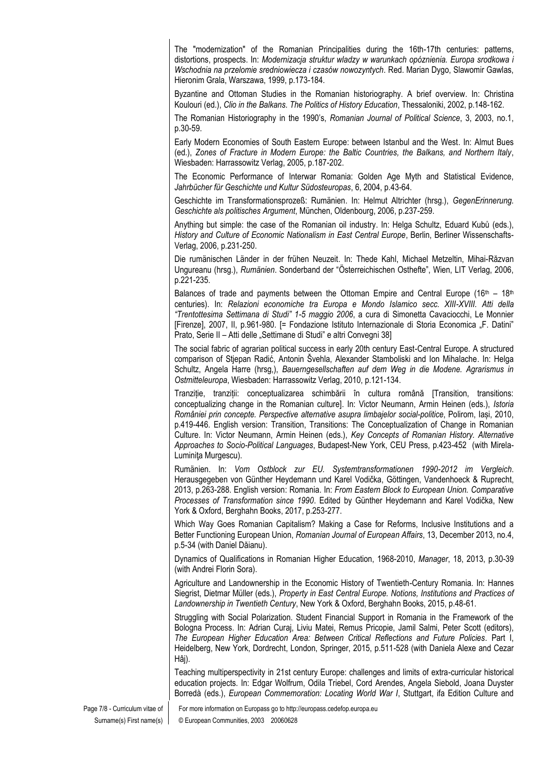The "modernization" of the Romanian Principalities during the 16th-17th centuries: patterns, distortions, prospects. In: *Modernizacja struktur wladzy w warunkach opóznienia. Europa srodkowa i Wschodnia na przelomie sredniowiecza i czasów nowozyntych*. Red. Marian Dygo, Slawomir Gawlas, Hieronim Grala, Warszawa, 1999, p.173-184.

Byzantine and Ottoman Studies in the Romanian historiography. A brief overview. In: Christina Koulouri (ed.), *Clio in the Balkans. The Politics of History Education*, Thessaloniki, 2002, p.148-162.

The Romanian Historiography in the 1990's, *Romanian Journal of Political Science*, 3, 2003, no.1, p.30-59.

Early Modern Economies of South Eastern Europe: between Istanbul and the West. In: Almut Bues (ed.), *Zones of Fracture in Modern Europe: the Baltic Countries, the Balkans, and Northern Italy*, Wiesbaden: Harrassowitz Verlag, 2005, p.187-202.

The Economic Performance of Interwar Romania: Golden Age Myth and Statistical Evidence, *Jahrbücher für Geschichte und Kultur Südosteuropas*, 6, 2004, p.43-64.

Geschichte im Transformationsprozeß: Rumänien. In: Helmut Altrichter (hrsg.), *GegenErinnerung. Geschichte als politisches Argument*, München, Oldenbourg, 2006, p.237-259.

Anything but simple: the case of the Romanian oil industry. In: Helga Schultz, Eduard Kubů (eds.), *History and Culture of Economic Nationalism in East Central Europe*, Berlin, Berliner Wissenschafts-Verlag, 2006, p.231-250.

Die rumänischen Länder in der frühen Neuzeit. In: Thede Kahl, Michael Metzeltin, Mihai-Răzvan Ungureanu (hrsg.), *Rumänien*. Sonderband der "Österreichischen Osthefte", Wien, LIT Verlag, 2006, p.221-235.

Balances of trade and payments between the Ottoman Empire and Central Europe (16th – 18th centuries). In: *Relazioni economiche tra Europa e Mondo Islamico secc. XIII-XVIII. Atti della "Trentottesima Settimana di Studi" 1-5 maggio 2006*, a cura di Simonetta Cavaciocchi, Le Monnier [Firenze], 2007, II, p.961-980. [= Fondazione Istituto Internazionale di Storia Economica „F. Datini" Prato, Serie II – Atti delle „Settimane di Studi" e altri Convegni 38]

The social fabric of agrarian political success in early 20th century East-Central Europe. A structured comparison of Stjepan Radić, Antonin Švehla, Alexander Stamboliski and Ion Mihalache. In: Helga Schultz, Angela Harre (hrsg,), *Bauerngesellschaften auf dem Weg in die Modene. Agrarismus in Ostmitteleuropa*, Wiesbaden: Harrassowitz Verlag, 2010, p.121-134.

Tranziție, tranziții: conceptualizarea schimbării în cultura română [Transition, transitions: conceptualizing change in the Romanian culture]. In: Victor Neumann, Armin Heinen (eds.), *Istoria României prin concepte. Perspective alternative asupra limbajelor social-politice*, Polirom, Iași, 2010, p.419-446. English version: Transition, Transitions: The Conceptualization of Change in Romanian Culture. In: Victor Neumann, Armin Heinen (eds.), *Key Concepts of Romanian History. Alternative Approaches to Socio-Political Languages*, Budapest-New York, CEU Press, p.423-452 (with Mirela-Luminița Murgescu).

Rumänien. In: *Vom Ostblock zur EU. Systemtransformationen 1990-2012 im Vergleich*. Herausgegeben von Günther Heydemann und Karel Vodička, Göttingen, Vandenhoeck & Ruprecht, 2013, p.263-288. English version: Romania. In: *From Eastern Block to European Union. Comparative Processes of Transformation since 1990*. Edited by Günther Heydemann and Karel Vodička, New York & Oxford, Berghahn Books, 2017, p.253-277.

Which Way Goes Romanian Capitalism? Making a Case for Reforms, Inclusive Institutions and a Better Functioning European Union, *Romanian Journal of European Affairs*, 13, December 2013, no.4, p.5-34 (with Daniel Dăianu).

Dynamics of Qualifications in Romanian Higher Education, 1968-2010, *Manager*, 18, 2013, p.30-39 (with Andrei Florin Sora).

Agriculture and Landownership in the Economic History of Twentieth-Century Romania. In: Hannes Siegrist, Dietmar Müller (eds.), *Property in East Central Europe. Notions, Institutions and Practices of Landownership in Twentieth Century*, New York & Oxford, Berghahn Books, 2015, p.48-61.

Struggling with Social Polarization. Student Financial Support in Romania in the Framework of the Bologna Process. In: Adrian Curaj, Liviu Matei, Remus Pricopie, Jamil Salmi, Peter Scott (editors), *The European Higher Education Area: Between Critical Reflections and Future Policies*. Part I, Heidelberg, New York, Dordrecht, London, Springer, 2015, p.511-528 (with Daniela Alexe and Cezar Hâj).

Teaching multiperspectivity in 21st century Europe: challenges and limits of extra-curricular historical education projects. In: Edgar Wolfrum, Odila Triebel, Cord Arendes, Angela Siebold, Joana Duyster Borredà (eds.), *European Commemoration: Locating World War I*, Stuttgart, ifa Edition Culture and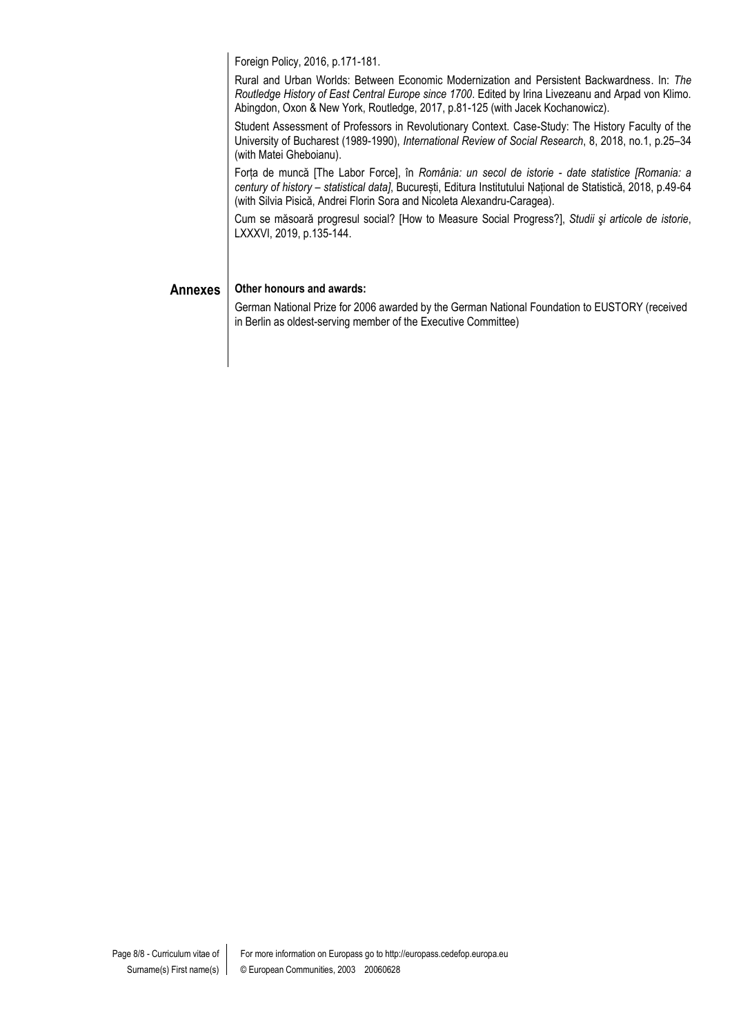Foreign Policy, 2016, p.171-181.

Rural and Urban Worlds: Between Economic Modernization and Persistent Backwardness. In: *The Routledge History of East Central Europe since 1700*. Edited by Irina Livezeanu and Arpad von Klimo. Abingdon, Oxon & New York, Routledge, 2017, p.81-125 (with Jacek Kochanowicz).

Student Assessment of Professors in Revolutionary Context. Case-Study: The History Faculty of the University of Bucharest (1989-1990), *International Review of Social Research*, 8, 2018, no.1, p.25–34 (with Matei Gheboianu).

Forța de muncă [The Labor Force], în *România: un secol de istorie - date statistice [Romania: a century of history – statistical data]*, București, Editura Institutului Național de Statistică, 2018, p.49-64 (with Silvia Pisică, Andrei Florin Sora and Nicoleta Alexandru-Caragea).

Cum se măsoară progresul social? [How to Measure Social Progress?], *Studii și articole de istorie*, LXXXVI, 2019, p.135-144.

## Annexes

**Other honours and awards:**

German National Prize for 2006 awarded by the German National Foundation to EUSTORY (received in Berlin as oldest-serving member of the Executive Committee)